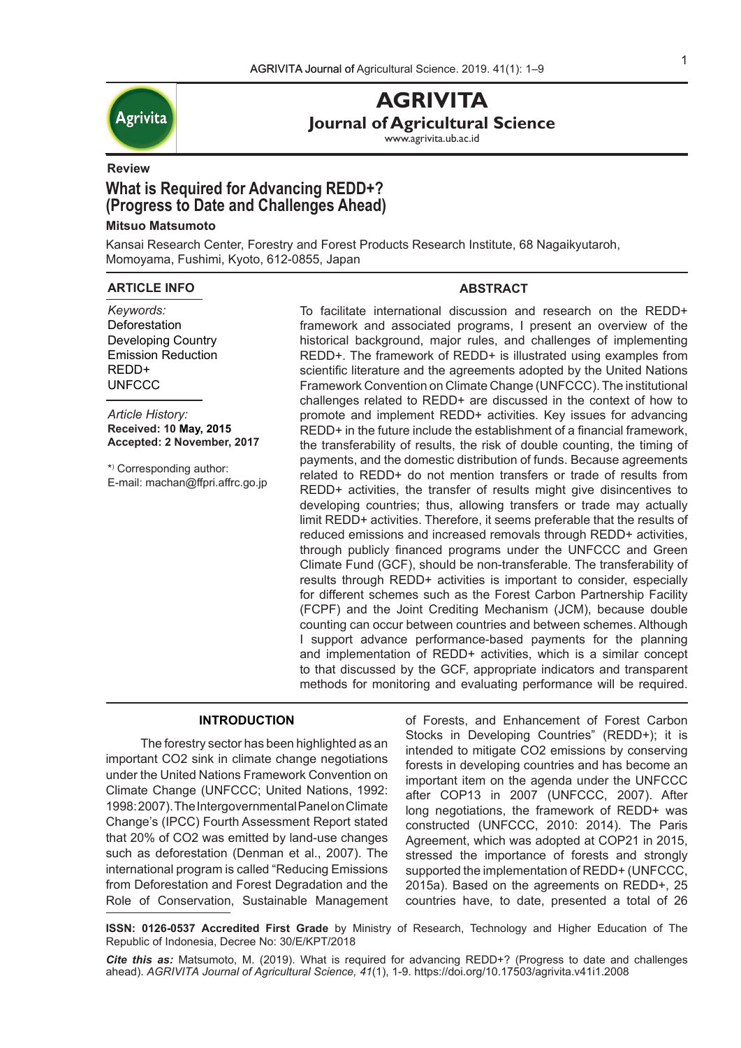# AGRIVITA

## Journal of Agricultural Science

www.agrivita.ub.ac.id

**Review**

# What is Required for Advancing REDD+? (Progress to Date and Challenges Ahead)

**Mitsuo Matsumoto**

Kansai Research Center, Forestry and Forest Products Research Institute, 68 Nagaikyutaroh, Momoyama, Fushimi, Kyoto, 612-0855, Japan

### ARTICLE INFO

*Keywords:*
Deforestation
Developing Country
Emission Reduction
REDD+
UNFCCC

*Article History:*
**Received: 10 May, 2015**
**Accepted: 2 November, 2017**

*) Corresponding author:
E-mail: machan@ffpri.affrc.go.jp

### ABSTRACT

To facilitate international discussion and research on the REDD+ framework and associated programs, I present an overview of the historical background, major rules, and challenges of implementing REDD+. The framework of REDD+ is illustrated using examples from scientific literature and the agreements adopted by the United Nations Framework Convention on Climate Change (UNFCCC). The institutional challenges related to REDD+ are discussed in the context of how to promote and implement REDD+ activities. Key issues for advancing REDD+ in the future include the establishment of a financial framework, the transferability of results, the risk of double counting, the timing of payments, and the domestic distribution of funds. Because agreements related to REDD+ do not mention transfers or trade of results from REDD+ activities, the transfer of results might give disincentives to developing countries; thus, allowing transfers or trade may actually limit REDD+ activities. Therefore, it seems preferable that the results of reduced emissions and increased removals through REDD+ activities, through publicly financed programs under the UNFCCC and Green Climate Fund (GCF), should be non-transferable. The transferability of results through REDD+ activities is important to consider, especially for different schemes such as the Forest Carbon Partnership Facility (FCPF) and the Joint Crediting Mechanism (JCM), because double counting can occur between countries and between schemes. Although I support advance performance-based payments for the planning and implementation of REDD+ activities, which is a similar concept to that discussed by the GCF, appropriate indicators and transparent methods for monitoring and evaluating performance will be required.

## INTRODUCTION

The forestry sector has been highlighted as an important CO2 sink in climate change negotiations under the United Nations Framework Convention on Climate Change (UNFCCC; United Nations, 1992: 1998: 2007). The Intergovernmental Panel on Climate Change's (IPCC) Fourth Assessment Report stated that 20% of CO2 was emitted by land-use changes such as deforestation (Denman et al., 2007). The international program is called "Reducing Emissions from Deforestation and Forest Degradation and the Role of Conservation, Sustainable Management of Forests, and Enhancement of Forest Carbon Stocks in Developing Countries" (REDD+); it is intended to mitigate CO2 emissions by conserving forests in developing countries and has become an important item on the agenda under the UNFCCC after COP13 in 2007 (UNFCCC, 2007). After long negotiations, the framework of REDD+ was constructed (UNFCCC, 2010: 2014). The Paris Agreement, which was adopted at COP21 in 2015, stressed the importance of forests and strongly supported the implementation of REDD+ (UNFCCC, 2015a). Based on the agreements on REDD+, 25 countries have, to date, presented a total of 26

**ISSN: 0126-0537 Accredited First Grade** by Ministry of Research, Technology and Higher Education of The Republic of Indonesia, Decree No: 30/E/KPT/2018

***Cite this as:*** Matsumoto, M. (2019). What is required for advancing REDD+? (Progress to date and challenges ahead). *AGRIVITA Journal of Agricultural Science, 41*(1), 1-9. https://doi.org/10.17503/agrivita.v41i1.2008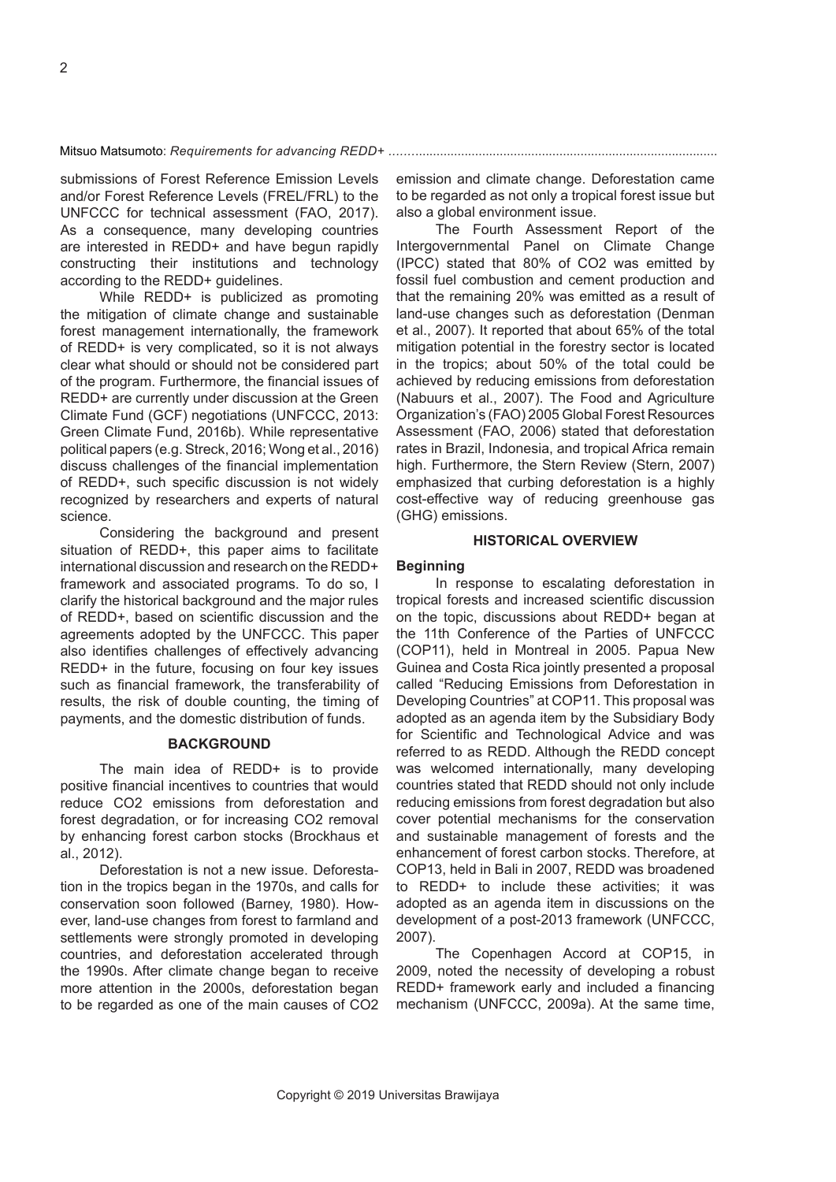submissions of Forest Reference Emission Levels and/or Forest Reference Levels (FREL/FRL) to the UNFCCC for technical assessment (FAO, 2017). As a consequence, many developing countries are interested in REDD+ and have begun rapidly constructing their institutions and technology according to the REDD+ guidelines.

While REDD+ is publicized as promoting the mitigation of climate change and sustainable forest management internationally, the framework of REDD+ is very complicated, so it is not always clear what should or should not be considered part of the program. Furthermore, the financial issues of REDD+ are currently under discussion at the Green Climate Fund (GCF) negotiations (UNFCCC, 2013: Green Climate Fund, 2016b). While representative political papers (e.g. Streck, 2016; Wong et al., 2016) discuss challenges of the financial implementation of REDD+, such specific discussion is not widely recognized by researchers and experts of natural science.

Considering the background and present situation of REDD+, this paper aims to facilitate international discussion and research on the REDD+ framework and associated programs. To do so, I clarify the historical background and the major rules of REDD+, based on scientific discussion and the agreements adopted by the UNFCCC. This paper also identifies challenges of effectively advancing REDD+ in the future, focusing on four key issues such as financial framework, the transferability of results, the risk of double counting, the timing of payments, and the domestic distribution of funds.

## BACKGROUND

The main idea of REDD+ is to provide positive financial incentives to countries that would reduce $CO_2$ emissions from deforestation and forest degradation, or for increasing $CO_2$ removal by enhancing forest carbon stocks (Brockhaus et al., 2012).

Deforestation is not a new issue. Deforestation in the tropics began in the 1970s, and calls for conservation soon followed (Barney, 1980). However, land-use changes from forest to farmland and settlements were strongly promoted in developing countries, and deforestation accelerated through the 1990s. After climate change began to receive more attention in the 2000s, deforestation began to be regarded as one of the main causes of $CO_2$ emission and climate change. Deforestation came to be regarded as not only a tropical forest issue but also a global environment issue.

The Fourth Assessment Report of the Intergovernmental Panel on Climate Change (IPCC) stated that 80% of $CO_2$ was emitted by fossil fuel combustion and cement production and that the remaining 20% was emitted as a result of land-use changes such as deforestation (Denman et al., 2007). It reported that about 65% of the total mitigation potential in the forestry sector is located in the tropics; about 50% of the total could be achieved by reducing emissions from deforestation (Nabuurs et al., 2007). The Food and Agriculture Organization's (FAO) 2005 Global Forest Resources Assessment (FAO, 2006) stated that deforestation rates in Brazil, Indonesia, and tropical Africa remain high. Furthermore, the Stern Review (Stern, 2007) emphasized that curbing deforestation is a highly cost-effective way of reducing greenhouse gas (GHG) emissions.

## HISTORICAL OVERVIEW

### Beginning

In response to escalating deforestation in tropical forests and increased scientific discussion on the topic, discussions about REDD+ began at the 11th Conference of the Parties of UNFCCC (COP11), held in Montreal in 2005. Papua New Guinea and Costa Rica jointly presented a proposal called "Reducing Emissions from Deforestation in Developing Countries" at COP11. This proposal was adopted as an agenda item by the Subsidiary Body for Scientific and Technological Advice and was referred to as REDD. Although the REDD concept was welcomed internationally, many developing countries stated that REDD should not only include reducing emissions from forest degradation but also cover potential mechanisms for the conservation and sustainable management of forests and the enhancement of forest carbon stocks. Therefore, at COP13, held in Bali in 2007, REDD was broadened to REDD+ to include these activities; it was adopted as an agenda item in discussions on the development of a post-2013 framework (UNFCCC, 2007).

The Copenhagen Accord at COP15, in 2009, noted the necessity of developing a robust REDD+ framework early and included a financing mechanism (UNFCCC, 2009a). At the same time,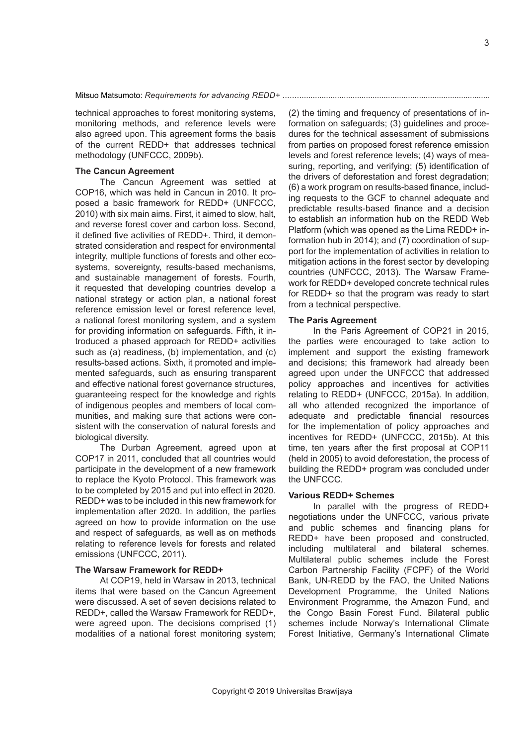technical approaches to forest monitoring systems, monitoring methods, and reference levels were also agreed upon. This agreement forms the basis of the current REDD+ that addresses technical methodology (UNFCCC, 2009b).

### The Cancun Agreement

The Cancun Agreement was settled at COP16, which was held in Cancun in 2010. It proposed a basic framework for REDD+ (UNFCCC, 2010) with six main aims. First, it aimed to slow, halt, and reverse forest cover and carbon loss. Second, it defined five activities of REDD+. Third, it demonstrated consideration and respect for environmental integrity, multiple functions of forests and other ecosystems, sovereignty, results-based mechanisms, and sustainable management of forests. Fourth, it requested that developing countries develop a national strategy or action plan, a national forest reference emission level or forest reference level, a national forest monitoring system, and a system for providing information on safeguards. Fifth, it introduced a phased approach for REDD+ activities such as (a) readiness, (b) implementation, and (c) results-based actions. Sixth, it promoted and implemented safeguards, such as ensuring transparent and effective national forest governance structures, guaranteeing respect for the knowledge and rights of indigenous peoples and members of local communities, and making sure that actions were consistent with the conservation of natural forests and biological diversity.

The Durban Agreement, agreed upon at COP17 in 2011, concluded that all countries would participate in the development of a new framework to replace the Kyoto Protocol. This framework was to be completed by 2015 and put into effect in 2020. REDD+ was to be included in this new framework for implementation after 2020. In addition, the parties agreed on how to provide information on the use and respect of safeguards, as well as on methods relating to reference levels for forests and related emissions (UNFCCC, 2011).

### The Warsaw Framework for REDD+

At COP19, held in Warsaw in 2013, technical items that were based on the Cancun Agreement were discussed. A set of seven decisions related to REDD+, called the Warsaw Framework for REDD+, were agreed upon. The decisions comprised (1) modalities of a national forest monitoring system; (2) the timing and frequency of presentations of information on safeguards; (3) guidelines and procedures for the technical assessment of submissions from parties on proposed forest reference emission levels and forest reference levels; (4) ways of measuring, reporting, and verifying; (5) identification of the drivers of deforestation and forest degradation; (6) a work program on results-based finance, including requests to the GCF to channel adequate and predictable results-based finance and a decision to establish an information hub on the REDD Web Platform (which was opened as the Lima REDD+ information hub in 2014); and (7) coordination of support for the implementation of activities in relation to mitigation actions in the forest sector by developing countries (UNFCCC, 2013). The Warsaw Framework for REDD+ developed concrete technical rules for REDD+ so that the program was ready to start from a technical perspective.

### The Paris Agreement

In the Paris Agreement of COP21 in 2015, the parties were encouraged to take action to implement and support the existing framework and decisions; this framework had already been agreed upon under the UNFCCC that addressed policy approaches and incentives for activities relating to REDD+ (UNFCCC, 2015a). In addition, all who attended recognized the importance of adequate and predictable financial resources for the implementation of policy approaches and incentives for REDD+ (UNFCCC, 2015b). At this time, ten years after the first proposal at COP11 (held in 2005) to avoid deforestation, the process of building the REDD+ program was concluded under the UNFCCC.

### Various REDD+ Schemes

In parallel with the progress of REDD+ negotiations under the UNFCCC, various private and public schemes and financing plans for REDD+ have been proposed and constructed, including multilateral and bilateral schemes. Multilateral public schemes include the Forest Carbon Partnership Facility (FCPF) of the World Bank, UN-REDD by the FAO, the United Nations Development Programme, the United Nations Environment Programme, the Amazon Fund, and the Congo Basin Forest Fund. Bilateral public schemes include Norway's International Climate Forest Initiative, Germany's International Climate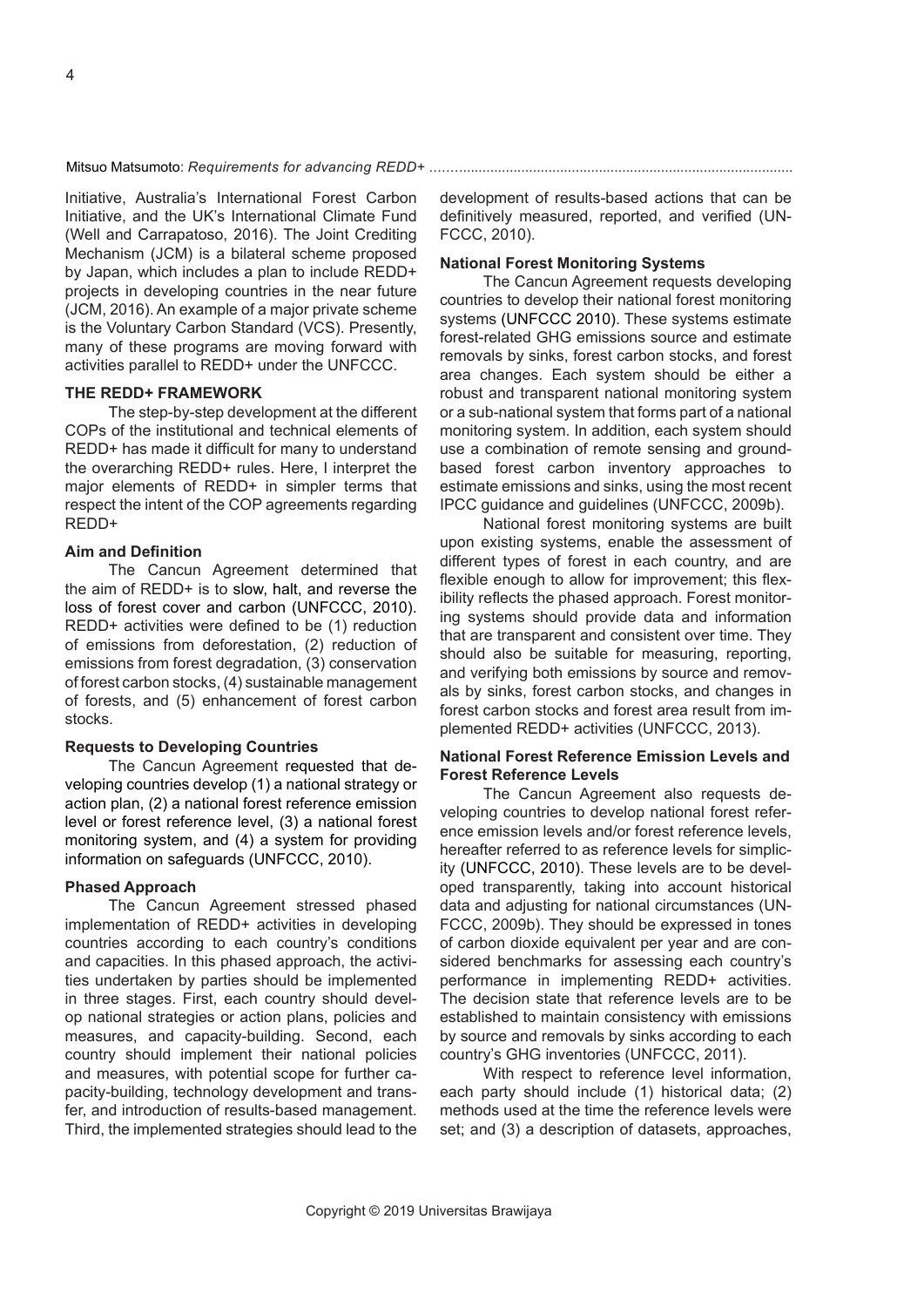Initiative, Australia's International Forest Carbon Initiative, and the UK's International Climate Fund (Well and Carrapatoso, 2016). The Joint Crediting Mechanism (JCM) is a bilateral scheme proposed by Japan, which includes a plan to include REDD+ projects in developing countries in the near future (JCM, 2016). An example of a major private scheme is the Voluntary Carbon Standard (VCS). Presently, many of these programs are moving forward with activities parallel to REDD+ under the UNFCCC.

## THE REDD+ FRAMEWORK

The step-by-step development at the different COPs of the institutional and technical elements of REDD+ has made it difficult for many to understand the overarching REDD+ rules. Here, I interpret the major elements of REDD+ in simpler terms that respect the intent of the COP agreements regarding REDD+

### Aim and Definition

The Cancun Agreement determined that the aim of REDD+ is to slow, halt, and reverse the loss of forest cover and carbon (UNFCCC, 2010). REDD+ activities were defined to be (1) reduction of emissions from deforestation, (2) reduction of emissions from forest degradation, (3) conservation of forest carbon stocks, (4) sustainable management of forests, and (5) enhancement of forest carbon stocks.

### Requests to Developing Countries

The Cancun Agreement requested that developing countries develop (1) a national strategy or action plan, (2) a national forest reference emission level or forest reference level, (3) a national forest monitoring system, and (4) a system for providing information on safeguards (UNFCCC, 2010).

### Phased Approach

The Cancun Agreement stressed phased implementation of REDD+ activities in developing countries according to each country's conditions and capacities. In this phased approach, the activities undertaken by parties should be implemented in three stages. First, each country should develop national strategies or action plans, policies and measures, and capacity-building. Second, each country should implement their national policies and measures, with potential scope for further capacity-building, technology development and transfer, and introduction of results-based management. Third, the implemented strategies should lead to the development of results-based actions that can be definitively measured, reported, and verified (UNFCCC, 2010).

### National Forest Monitoring Systems

The Cancun Agreement requests developing countries to develop their national forest monitoring systems (UNFCCC 2010). These systems estimate forest-related GHG emissions source and estimate removals by sinks, forest carbon stocks, and forest area changes. Each system should be either a robust and transparent national monitoring system or a sub-national system that forms part of a national monitoring system. In addition, each system should use a combination of remote sensing and ground-based forest carbon inventory approaches to estimate emissions and sinks, using the most recent IPCC guidance and guidelines (UNFCCC, 2009b).

National forest monitoring systems are built upon existing systems, enable the assessment of different types of forest in each country, and are flexible enough to allow for improvement; this flexibility reflects the phased approach. Forest monitoring systems should provide data and information that are transparent and consistent over time. They should also be suitable for measuring, reporting, and verifying both emissions by source and removals by sinks, forest carbon stocks, and changes in forest carbon stocks and forest area result from implemented REDD+ activities (UNFCCC, 2013).

### National Forest Reference Emission Levels and Forest Reference Levels

The Cancun Agreement also requests developing countries to develop national forest reference emission levels and/or forest reference levels, hereafter referred to as reference levels for simplicity (UNFCCC, 2010). These levels are to be developed transparently, taking into account historical data and adjusting for national circumstances (UNFCCC, 2009b). They should be expressed in tones of carbon dioxide equivalent per year and are considered benchmarks for assessing each country's performance in implementing REDD+ activities. The decision state that reference levels are to be established to maintain consistency with emissions by source and removals by sinks according to each country's GHG inventories (UNFCCC, 2011).

With respect to reference level information, each party should include (1) historical data; (2) methods used at the time the reference levels were set; and (3) a description of datasets, approaches,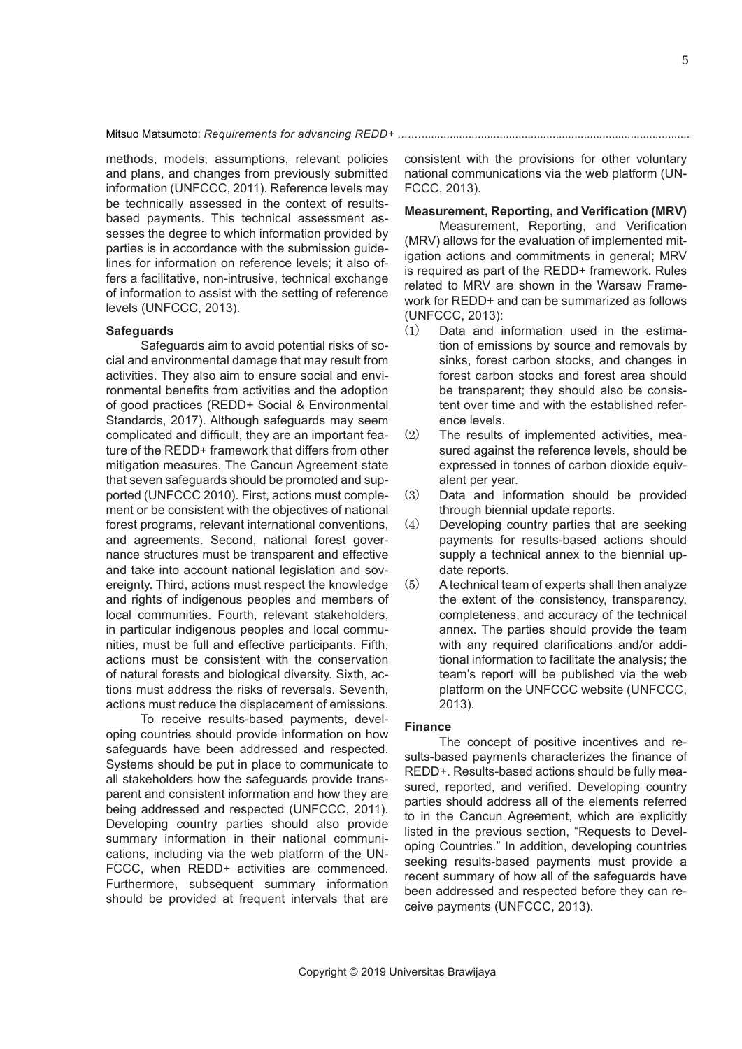methods, models, assumptions, relevant policies and plans, and changes from previously submitted information (UNFCCC, 2011). Reference levels may be technically assessed in the context of results-based payments. This technical assessment assesses the degree to which information provided by parties is in accordance with the submission guidelines for information on reference levels; it also offers a facilitative, non-intrusive, technical exchange of information to assist with the setting of reference levels (UNFCCC, 2013).

**Safeguards**

Safeguards aim to avoid potential risks of social and environmental damage that may result from activities. They also aim to ensure social and environmental benefits from activities and the adoption of good practices (REDD+ Social & Environmental Standards, 2017). Although safeguards may seem complicated and difficult, they are an important feature of the REDD+ framework that differs from other mitigation measures. The Cancun Agreement state that seven safeguards should be promoted and supported (UNFCCC 2010). First, actions must complement or be consistent with the objectives of national forest programs, relevant international conventions, and agreements. Second, national forest governance structures must be transparent and effective and take into account national legislation and sovereignty. Third, actions must respect the knowledge and rights of indigenous peoples and members of local communities. Fourth, relevant stakeholders, in particular indigenous peoples and local communities, must be full and effective participants. Fifth, actions must be consistent with the conservation of natural forests and biological diversity. Sixth, actions must address the risks of reversals. Seventh, actions must reduce the displacement of emissions.

To receive results-based payments, developing countries should provide information on how safeguards have been addressed and respected. Systems should be put in place to communicate to all stakeholders how the safeguards provide transparent and consistent information and how they are being addressed and respected (UNFCCC, 2011). Developing country parties should also provide summary information in their national communications, including via the web platform of the UNFCCC, when REDD+ activities are commenced. Furthermore, subsequent summary information should be provided at frequent intervals that are consistent with the provisions for other voluntary national communications via the web platform (UNFCCC, 2013).

**Measurement, Reporting, and Verification (MRV)**

Measurement, Reporting, and Verification (MRV) allows for the evaluation of implemented mitigation actions and commitments in general; MRV is required as part of the REDD+ framework. Rules related to MRV are shown in the Warsaw Framework for REDD+ and can be summarized as follows (UNFCCC, 2013):

(1) Data and information used in the estimation of emissions by source and removals by sinks, forest carbon stocks, and changes in forest carbon stocks and forest area should be transparent; they should also be consistent over time and with the established reference levels.
(2) The results of implemented activities, measured against the reference levels, should be expressed in tonnes of carbon dioxide equivalent per year.
(3) Data and information should be provided through biennial update reports.
(4) Developing country parties that are seeking payments for results-based actions should supply a technical annex to the biennial update reports.
(5) A technical team of experts shall then analyze the extent of the consistency, transparency, completeness, and accuracy of the technical annex. The parties should provide the team with any required clarifications and/or additional information to facilitate the analysis; the team's report will be published via the web platform on the UNFCCC website (UNFCCC, 2013).

**Finance**

The concept of positive incentives and results-based payments characterizes the finance of REDD+. Results-based actions should be fully measured, reported, and verified. Developing country parties should address all of the elements referred to in the Cancun Agreement, which are explicitly listed in the previous section, "Requests to Developing Countries." In addition, developing countries seeking results-based payments must provide a recent summary of how all of the safeguards have been addressed and respected before they can receive payments (UNFCCC, 2013).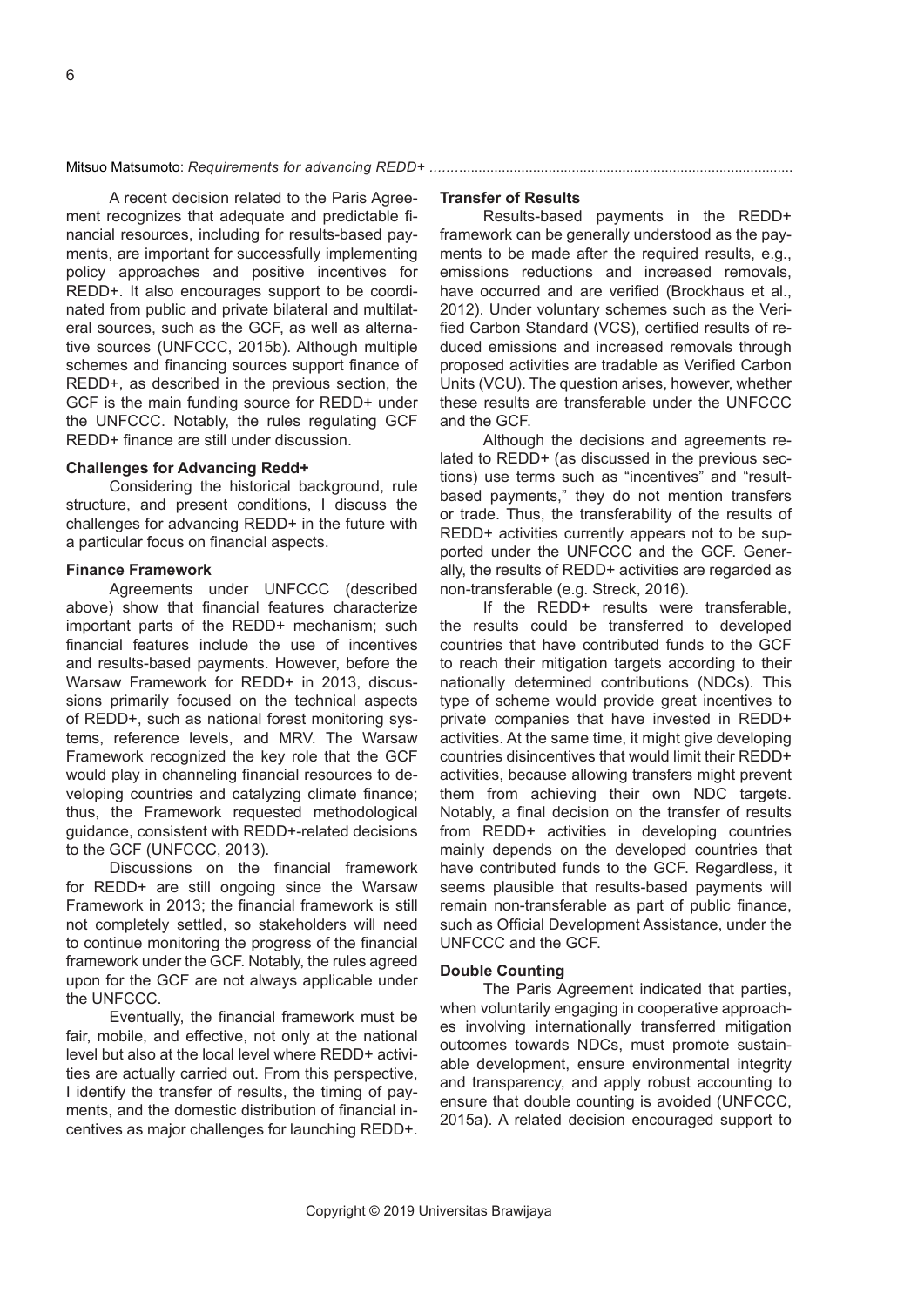A recent decision related to the Paris Agreement recognizes that adequate and predictable financial resources, including for results-based payments, are important for successfully implementing policy approaches and positive incentives for REDD+. It also encourages support to be coordinated from public and private bilateral and multilateral sources, such as the GCF, as well as alternative sources (UNFCCC, 2015b). Although multiple schemes and financing sources support finance of REDD+, as described in the previous section, the GCF is the main funding source for REDD+ under the UNFCCC. Notably, the rules regulating GCF REDD+ finance are still under discussion.

### Challenges for Advancing Redd+

Considering the historical background, rule structure, and present conditions, I discuss the challenges for advancing REDD+ in the future with a particular focus on financial aspects.

### Finance Framework

Agreements under UNFCCC (described above) show that financial features characterize important parts of the REDD+ mechanism; such financial features include the use of incentives and results-based payments. However, before the Warsaw Framework for REDD+ in 2013, discussions primarily focused on the technical aspects of REDD+, such as national forest monitoring systems, reference levels, and MRV. The Warsaw Framework recognized the key role that the GCF would play in channeling financial resources to developing countries and catalyzing climate finance; thus, the Framework requested methodological guidance, consistent with REDD+-related decisions to the GCF (UNFCCC, 2013).

Discussions on the financial framework for REDD+ are still ongoing since the Warsaw Framework in 2013; the financial framework is still not completely settled, so stakeholders will need to continue monitoring the progress of the financial framework under the GCF. Notably, the rules agreed upon for the GCF are not always applicable under the UNFCCC.

Eventually, the financial framework must be fair, mobile, and effective, not only at the national level but also at the local level where REDD+ activities are actually carried out. From this perspective, I identify the transfer of results, the timing of payments, and the domestic distribution of financial incentives as major challenges for launching REDD+.

### Transfer of Results

Results-based payments in the REDD+ framework can be generally understood as the payments to be made after the required results, e.g., emissions reductions and increased removals, have occurred and are verified (Brockhaus et al., 2012). Under voluntary schemes such as the Verified Carbon Standard (VCS), certified results of reduced emissions and increased removals through proposed activities are tradable as Verified Carbon Units (VCU). The question arises, however, whether these results are transferable under the UNFCCC and the GCF.

Although the decisions and agreements related to REDD+ (as discussed in the previous sections) use terms such as "incentives" and "result-based payments," they do not mention transfers or trade. Thus, the transferability of the results of REDD+ activities currently appears not to be supported under the UNFCCC and the GCF. Generally, the results of REDD+ activities are regarded as non-transferable (e.g. Streck, 2016).

If the REDD+ results were transferable, the results could be transferred to developed countries that have contributed funds to the GCF to reach their mitigation targets according to their nationally determined contributions (NDCs). This type of scheme would provide great incentives to private companies that have invested in REDD+ activities. At the same time, it might give developing countries disincentives that would limit their REDD+ activities, because allowing transfers might prevent them from achieving their own NDC targets. Notably, a final decision on the transfer of results from REDD+ activities in developing countries mainly depends on the developed countries that have contributed funds to the GCF. Regardless, it seems plausible that results-based payments will remain non-transferable as part of public finance, such as Official Development Assistance, under the UNFCCC and the GCF.

### Double Counting

The Paris Agreement indicated that parties, when voluntarily engaging in cooperative approaches involving internationally transferred mitigation outcomes towards NDCs, must promote sustainable development, ensure environmental integrity and transparency, and apply robust accounting to ensure that double counting is avoided (UNFCCC, 2015a). A related decision encouraged support to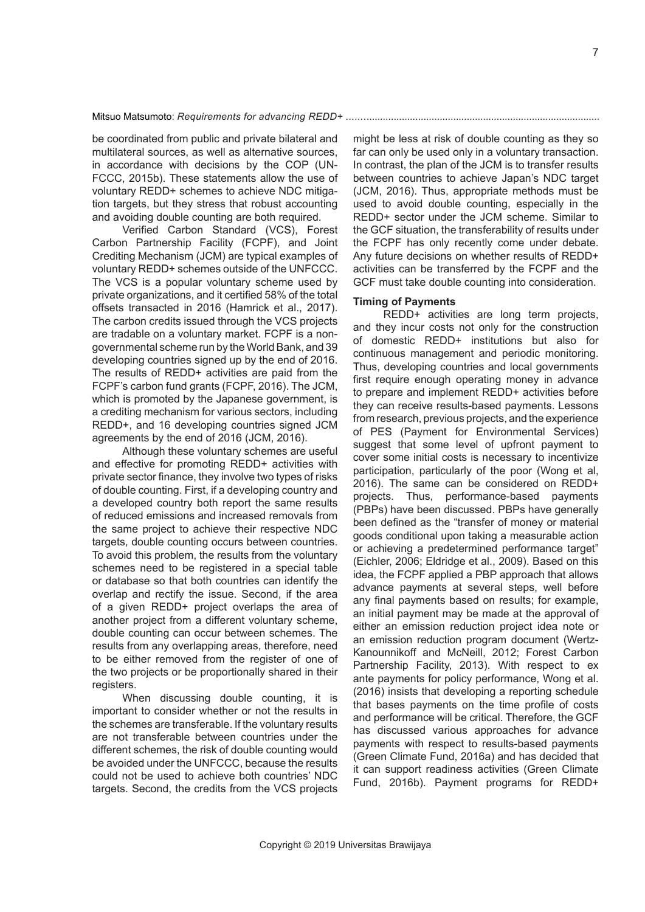be coordinated from public and private bilateral and multilateral sources, as well as alternative sources, in accordance with decisions by the COP (UNFCCC, 2015b). These statements allow the use of voluntary REDD+ schemes to achieve NDC mitigation targets, but they stress that robust accounting and avoiding double counting are both required.

Verified Carbon Standard (VCS), Forest Carbon Partnership Facility (FCPF), and Joint Crediting Mechanism (JCM) are typical examples of voluntary REDD+ schemes outside of the UNFCCC. The VCS is a popular voluntary scheme used by private organizations, and it certified 58% of the total offsets transacted in 2016 (Hamrick et al., 2017). The carbon credits issued through the VCS projects are tradable on a voluntary market. FCPF is a non-governmental scheme run by the World Bank, and 39 developing countries signed up by the end of 2016. The results of REDD+ activities are paid from the FCPF's carbon fund grants (FCPF, 2016). The JCM, which is promoted by the Japanese government, is a crediting mechanism for various sectors, including REDD+, and 16 developing countries signed JCM agreements by the end of 2016 (JCM, 2016).

Although these voluntary schemes are useful and effective for promoting REDD+ activities with private sector finance, they involve two types of risks of double counting. First, if a developing country and a developed country both report the same results of reduced emissions and increased removals from the same project to achieve their respective NDC targets, double counting occurs between countries. To avoid this problem, the results from the voluntary schemes need to be registered in a special table or database so that both countries can identify the overlap and rectify the issue. Second, if the area of a given REDD+ project overlaps the area of another project from a different voluntary scheme, double counting can occur between schemes. The results from any overlapping areas, therefore, need to be either removed from the register of one of the two projects or be proportionally shared in their registers.

When discussing double counting, it is important to consider whether or not the results in the schemes are transferable. If the voluntary results are not transferable between countries under the different schemes, the risk of double counting would be avoided under the UNFCCC, because the results could not be used to achieve both countries' NDC targets. Second, the credits from the VCS projects might be less at risk of double counting as they so far can only be used only in a voluntary transaction. In contrast, the plan of the JCM is to transfer results between countries to achieve Japan's NDC target (JCM, 2016). Thus, appropriate methods must be used to avoid double counting, especially in the REDD+ sector under the JCM scheme. Similar to the GCF situation, the transferability of results under the FCPF has only recently come under debate. Any future decisions on whether results of REDD+ activities can be transferred by the FCPF and the GCF must take double counting into consideration.

**Timing of Payments**

REDD+ activities are long term projects, and they incur costs not only for the construction of domestic REDD+ institutions but also for continuous management and periodic monitoring. Thus, developing countries and local governments first require enough operating money in advance to prepare and implement REDD+ activities before they can receive results-based payments. Lessons from research, previous projects, and the experience of PES (Payment for Environmental Services) suggest that some level of upfront payment to cover some initial costs is necessary to incentivize participation, particularly of the poor (Wong et al, 2016). The same can be considered on REDD+ projects. Thus, performance-based payments (PBPs) have been discussed. PBPs have generally been defined as the "transfer of money or material goods conditional upon taking a measurable action or achieving a predetermined performance target" (Eichler, 2006; Eldridge et al., 2009). Based on this idea, the FCPF applied a PBP approach that allows advance payments at several steps, well before any final payments based on results; for example, an initial payment may be made at the approval of either an emission reduction project idea note or an emission reduction program document (Wertz-Kanounnikoff and McNeill, 2012; Forest Carbon Partnership Facility, 2013). With respect to ex ante payments for policy performance, Wong et al. (2016) insists that developing a reporting schedule that bases payments on the time profile of costs and performance will be critical. Therefore, the GCF has discussed various approaches for advance payments with respect to results-based payments (Green Climate Fund, 2016a) and has decided that it can support readiness activities (Green Climate Fund, 2016b). Payment programs for REDD+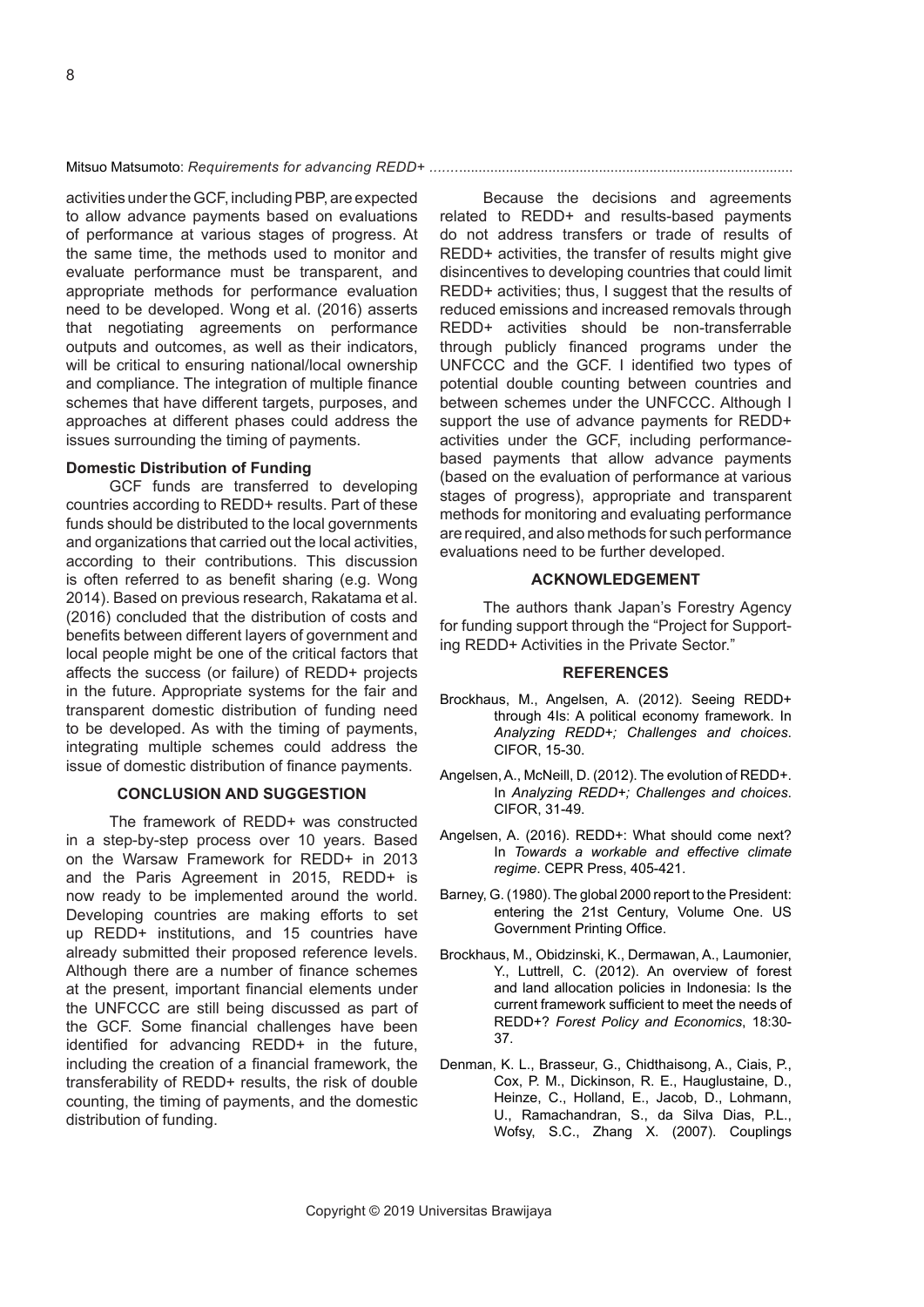activities under the GCF, including PBP, are expected to allow advance payments based on evaluations of performance at various stages of progress. At the same time, the methods used to monitor and evaluate performance must be transparent, and appropriate methods for performance evaluation need to be developed. Wong et al. (2016) asserts that negotiating agreements on performance outputs and outcomes, as well as their indicators, will be critical to ensuring national/local ownership and compliance. The integration of multiple finance schemes that have different targets, purposes, and approaches at different phases could address the issues surrounding the timing of payments.

**Domestic Distribution of Funding**

GCF funds are transferred to developing countries according to REDD+ results. Part of these funds should be distributed to the local governments and organizations that carried out the local activities, according to their contributions. This discussion is often referred to as benefit sharing (e.g. Wong 2014). Based on previous research, Rakatama et al. (2016) concluded that the distribution of costs and benefits between different layers of government and local people might be one of the critical factors that affects the success (or failure) of REDD+ projects in the future. Appropriate systems for the fair and transparent domestic distribution of funding need to be developed. As with the timing of payments, integrating multiple schemes could address the issue of domestic distribution of finance payments.

## CONCLUSION AND SUGGESTION

The framework of REDD+ was constructed in a step-by-step process over 10 years. Based on the Warsaw Framework for REDD+ in 2013 and the Paris Agreement in 2015, REDD+ is now ready to be implemented around the world. Developing countries are making efforts to set up REDD+ institutions, and 15 countries have already submitted their proposed reference levels. Although there are a number of finance schemes at the present, important financial elements under the UNFCCC are still being discussed as part of the GCF. Some financial challenges have been identified for advancing REDD+ in the future, including the creation of a financial framework, the transferability of REDD+ results, the risk of double counting, the timing of payments, and the domestic distribution of funding.

Because the decisions and agreements related to REDD+ and results-based payments do not address transfers or trade of results of REDD+ activities, the transfer of results might give disincentives to developing countries that could limit REDD+ activities; thus, I suggest that the results of reduced emissions and increased removals through REDD+ activities should be non-transferrable through publicly financed programs under the UNFCCC and the GCF. I identified two types of potential double counting between countries and between schemes under the UNFCCC. Although I support the use of advance payments for REDD+ activities under the GCF, including performance-based payments that allow advance payments (based on the evaluation of performance at various stages of progress), appropriate and transparent methods for monitoring and evaluating performance are required, and also methods for such performance evaluations need to be further developed.

## ACKNOWLEDGEMENT

The authors thank Japan's Forestry Agency for funding support through the "Project for Supporting REDD+ Activities in the Private Sector."

## REFERENCES

Brockhaus, M., Angelsen, A. (2012). Seeing REDD+ through 4Is: A political economy framework. In *Analyzing REDD+; Challenges and choices*. CIFOR, 15-30.

Angelsen, A., McNeill, D. (2012). The evolution of REDD+. In *Analyzing REDD+; Challenges and choices*. CIFOR, 31-49.

Angelsen, A. (2016). REDD+: What should come next? In *Towards a workable and effective climate regime*. CEPR Press, 405-421.

Barney, G. (1980). The global 2000 report to the President: entering the 21st Century, Volume One. US Government Printing Office.

Brockhaus, M., Obidzinski, K., Dermawan, A., Laumonier, Y., Luttrell, C. (2012). An overview of forest and land allocation policies in Indonesia: Is the current framework sufficient to meet the needs of REDD+? *Forest Policy and Economics*, 18:30-37.

Denman, K. L., Brasseur, G., Chidthaisong, A., Ciais, P., Cox, P. M., Dickinson, R. E., Hauglustaine, D., Heinze, C., Holland, E., Jacob, D., Lohmann, U., Ramachandran, S., da Silva Dias, P.L., Wofsy, S.C., Zhang X. (2007). Couplings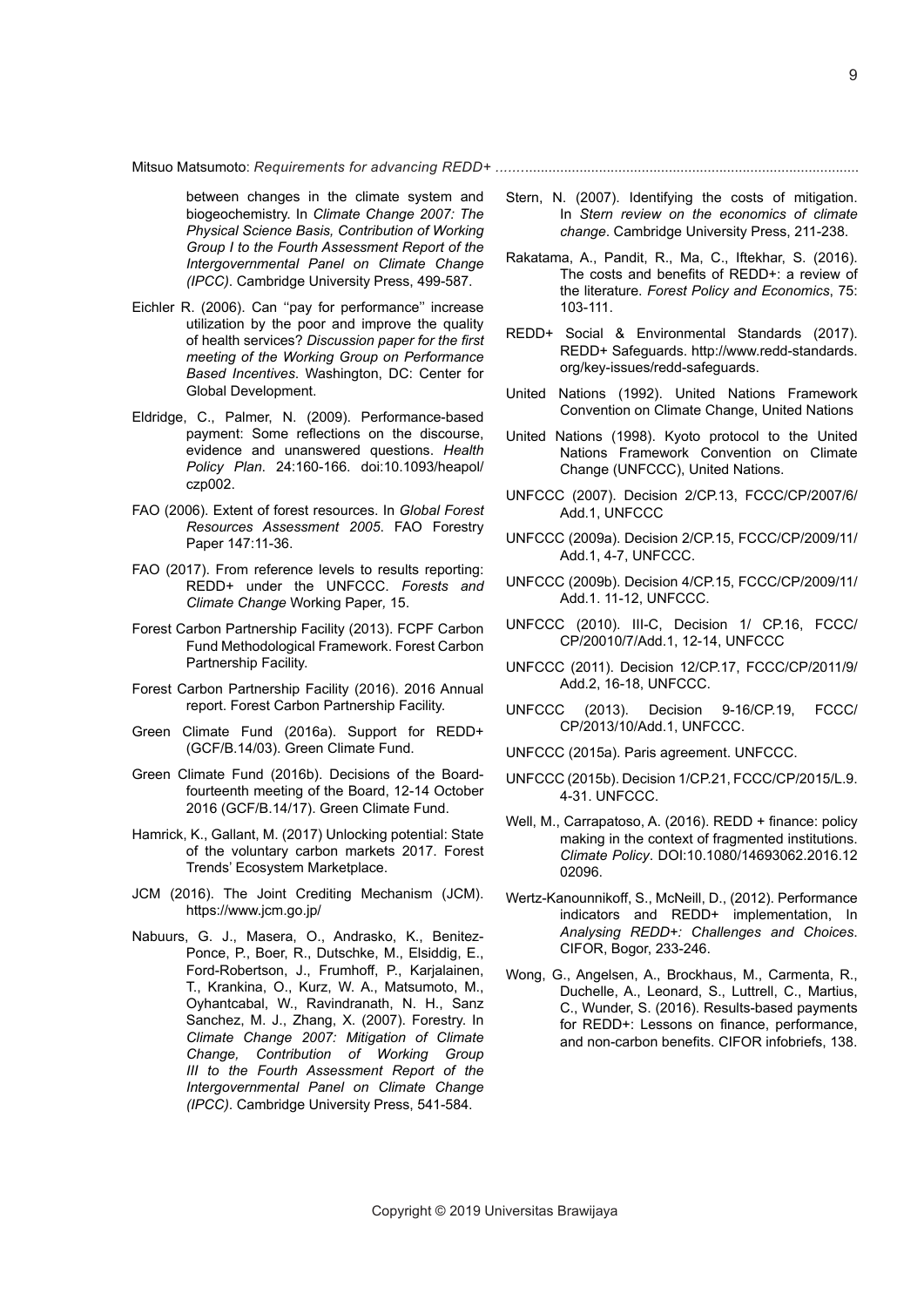between changes in the climate system and biogeochemistry. In *Climate Change 2007: The Physical Science Basis, Contribution of Working Group I to the Fourth Assessment Report of the Intergovernmental Panel on Climate Change (IPCC)*. Cambridge University Press, 499-587.

Eichler R. (2006). Can ''pay for performance'' increase utilization by the poor and improve the quality of health services? *Discussion paper for the first meeting of the Working Group on Performance Based Incentives*. Washington, DC: Center for Global Development.

Eldridge, C., Palmer, N. (2009). Performance-based payment: Some reflections on the discourse, evidence and unanswered questions. *Health Policy Plan*. 24:160-166. doi:10.1093/heapol/czp002.

FAO (2006). Extent of forest resources. In *Global Forest Resources Assessment 2005*. FAO Forestry Paper 147:11-36.

FAO (2017). From reference levels to results reporting: REDD+ under the UNFCCC. *Forests and Climate Change* Working Paper, 15.

Forest Carbon Partnership Facility (2013). FCPF Carbon Fund Methodological Framework. Forest Carbon Partnership Facility.

Forest Carbon Partnership Facility (2016). 2016 Annual report. Forest Carbon Partnership Facility.

Green Climate Fund (2016a). Support for REDD+ (GCF/B.14/03). Green Climate Fund.

Green Climate Fund (2016b). Decisions of the Board- fourteenth meeting of the Board, 12-14 October 2016 (GCF/B.14/17). Green Climate Fund.

Hamrick, K., Gallant, M. (2017) Unlocking potential: State of the voluntary carbon markets 2017. Forest Trends' Ecosystem Marketplace.

JCM (2016). The Joint Crediting Mechanism (JCM). https://www.jcm.go.jp/

Nabuurs, G. J., Masera, O., Andrasko, K., Benitez-Ponce, P., Boer, R., Dutschke, M., Elsiddig, E., Ford-Robertson, J., Frumhoff, P., Karjalainen, T., Krankina, O., Kurz, W. A., Matsumoto, M., Oyhantcabal, W., Ravindranath, N. H., Sanz Sanchez, M. J., Zhang, X. (2007). Forestry. In *Climate Change 2007: Mitigation of Climate Change, Contribution of Working Group III to the Fourth Assessment Report of the Intergovernmental Panel on Climate Change (IPCC)*. Cambridge University Press, 541-584.

Stern, N. (2007). Identifying the costs of mitigation. In *Stern review on the economics of climate change*. Cambridge University Press, 211-238.

Rakatama, A., Pandit, R., Ma, C., Iftekhar, S. (2016). The costs and benefits of REDD+: a review of the literature. *Forest Policy and Economics*, 75: 103-111.

REDD+ Social & Environmental Standards (2017). REDD+ Safeguards. http://www.redd-standards.org/key-issues/redd-safeguards.

United Nations (1992). United Nations Framework Convention on Climate Change, United Nations

United Nations (1998). Kyoto protocol to the United Nations Framework Convention on Climate Change (UNFCCC), United Nations.

UNFCCC (2007). Decision 2/CP.13, FCCC/CP/2007/6/Add.1, UNFCCC

UNFCCC (2009a). Decision 2/CP.15, FCCC/CP/2009/11/Add.1, 4-7, UNFCCC.

UNFCCC (2009b). Decision 4/CP.15, FCCC/CP/2009/11/Add.1. 11-12, UNFCCC.

UNFCCC (2010). III-C, Decision 1/ CP.16, FCCC/CP/20010/7/Add.1, 12-14, UNFCCC

UNFCCC (2011). Decision 12/CP.17, FCCC/CP/2011/9/Add.2, 16-18, UNFCCC.

UNFCCC (2013). Decision 9-16/CP.19, FCCC/CP/2013/10/Add.1, UNFCCC.

UNFCCC (2015a). Paris agreement. UNFCCC.

UNFCCC (2015b). Decision 1/CP.21, FCCC/CP/2015/L.9. 4-31. UNFCCC.

Well, M., Carrapatoso, A. (2016). REDD + finance: policy making in the context of fragmented institutions. *Climate Policy*. DOI:10.1080/14693062.2016.1202096.

Wertz-Kanounnikoff, S., McNeill, D., (2012). Performance indicators and REDD+ implementation, In *Analysing REDD+: Challenges and Choices*. CIFOR, Bogor, 233-246.

Wong, G., Angelsen, A., Brockhaus, M., Carmenta, R., Duchelle, A., Leonard, S., Luttrell, C., Martius, C., Wunder, S. (2016). Results-based payments for REDD+: Lessons on finance, performance, and non-carbon benefits. CIFOR infobriefs, 138.

Copyright © 2019 Universitas Brawijaya